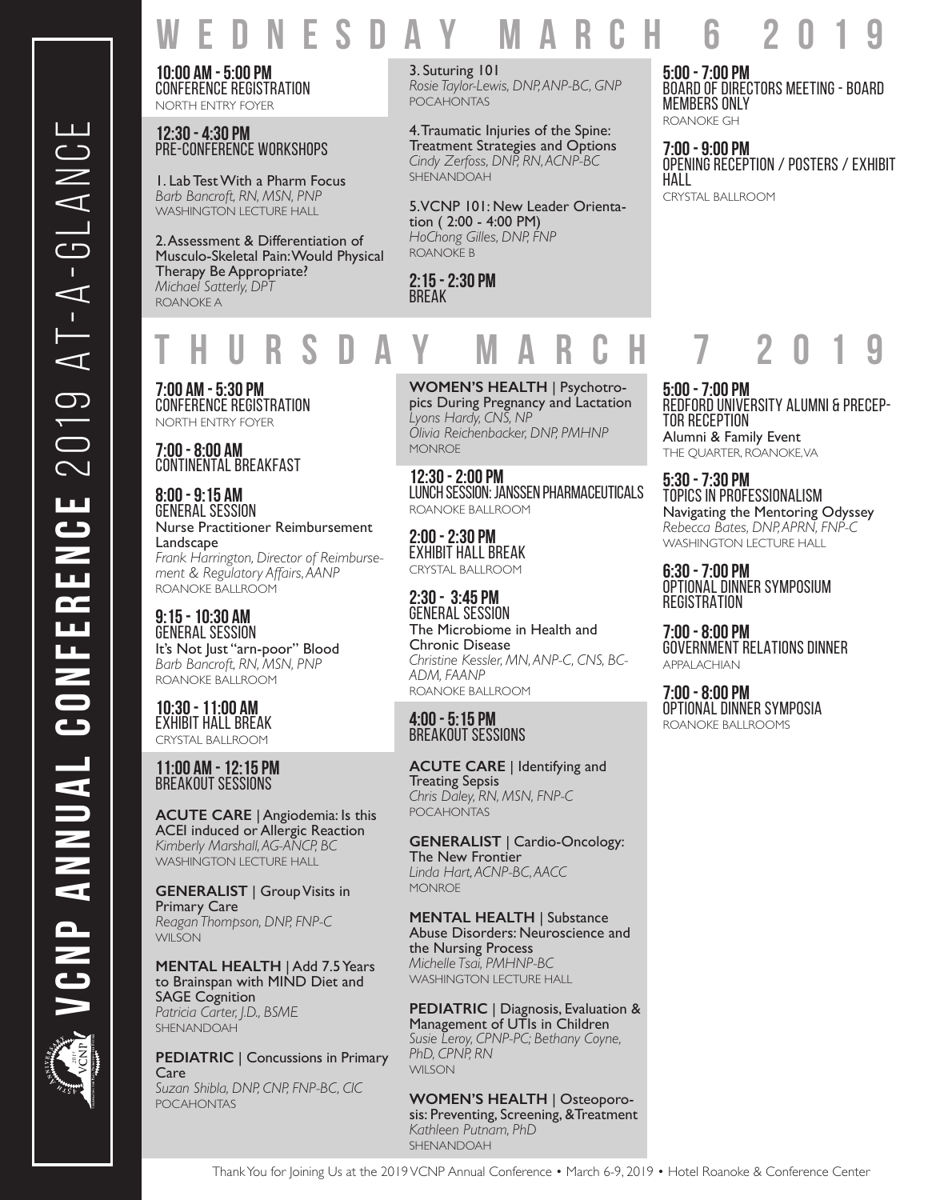# VCNP ANNUAL CONFERENCE 2019 AT-A-GLANCE

## WEDNESDAY MARCH 6 2019

**10:00 AM - 5:00 PM**
CONFERENCE REGISTRATION
NORTH ENTRY FOYER

**12:30 - 4:30 PM**
PRE-CONFERENCE WORKSHOPS

1. Lab Test With a Pharm Focus
*Barb Bancroft, RN, MSN, PNP*
WASHINGTON LECTURE HALL

2. Assessment & Differentiation of Musculo-Skeletal Pain: Would Physical Therapy Be Appropriate?
*Michael Satterly, DPT*
ROANOKE A

3. Suturing 101
*Rosie Taylor-Lewis, DNP, ANP-BC, GNP*
POCAHONTAS

4. Traumatic Injuries of the Spine: Treatment Strategies and Options
*Cindy Zerfoss, DNP, RN, ACNP-BC*
SHENANDOAH

5. VCNP 101: New Leader Orientation ( 2:00 - 4:00 PM)
*HoChong Gilles, DNP, FNP*
ROANOKE B

**2:15 - 2:30 PM**
BREAK

**5:00 - 7:00 PM**
BOARD OF DIRECTORS MEETING - BOARD MEMBERS ONLY
ROANOKE GH

**7:00 - 9:00 PM**
OPENING RECEPTION / POSTERS / EXHIBIT HALL
CRYSTAL BALLROOM

## THURSDAY MARCH 7 2019

**7:00 AM - 5:30 PM**
CONFERENCE REGISTRATION
NORTH ENTRY FOYER

**7:00 - 8:00 AM**
CONTINENTAL BREAKFAST

**8:00 - 9:15 AM**
GENERAL SESSION
Nurse Practitioner Reimbursement Landscape
*Frank Harrington, Director of Reimbursement & Regulatory Affairs, AANP*
ROANOKE BALLROOM

**9:15 - 10:30 AM**
GENERAL SESSION
It's Not Just "arn-poor" Blood
*Barb Bancroft, RN, MSN, PNP*
ROANOKE BALLROOM

**10:30 - 11:00 AM**
EXHIBIT HALL BREAK
CRYSTAL BALLROOM

**11:00 AM - 12:15 PM**
BREAKOUT SESSIONS

**ACUTE CARE** | Angiodemia: Is this ACEI induced or Allergic Reaction
*Kimberly Marshall, AG-ANCP, BC*
WASHINGTON LECTURE HALL

**GENERALIST** | Group Visits in Primary Care
*Reagan Thompson, DNP, FNP-C*
WILSON

**MENTAL HEALTH** | Add 7.5 Years to Brainspan with MIND Diet and SAGE Cognition
*Patricia Carter, J.D., BSME*
SHENANDOAH

**PEDIATRIC** | Concussions in Primary Care
*Suzan Shibla, DNP, CNP, FNP-BC, CIC*
POCAHONTAS

**WOMEN'S HEALTH** | Psychotropics During Pregnancy and Lactation
*Lyons Hardy, CNS, NP*
*Olivia Reichenbacker, DNP, PMHNP*
MONROE

**12:30 - 2:00 PM**
LUNCH SESSION: JANSSEN PHARMACEUTICALS
ROANOKE BALLROOM

**2:00 - 2:30 PM**
EXHIBIT HALL BREAK
CRYSTAL BALLROOM

**2:30 - 3:45 PM**
GENERAL SESSION
The Microbiome in Health and Chronic Disease
*Christine Kessler, MN, ANP-C, CNS, BC-ADM, FAANP*
ROANOKE BALLROOM

**4:00 - 5:15 PM**
BREAKOUT SESSIONS

**ACUTE CARE** | Identifying and Treating Sepsis
*Chris Daley, RN, MSN, FNP-C*
POCAHONTAS

**GENERALIST** | Cardio-Oncology: The New Frontier
*Linda Hart, ACNP-BC, AACC*
MONROE

**MENTAL HEALTH** | Substance Abuse Disorders: Neuroscience and the Nursing Process
*Michelle Tsai, PMHNP-BC*
WASHINGTON LECTURE HALL

**PEDIATRIC** | Diagnosis, Evaluation & Management of UTIs in Children
*Susie Leroy, CPNP-PC; Bethany Coyne, PhD, CPNP, RN*
WILSON

**WOMEN'S HEALTH** | Osteoporosis: Preventing, Screening, & Treatment
*Kathleen Putnam, PhD*
SHENANDOAH

**5:00 - 7:00 PM**
REDFORD UNIVERSITY ALUMNI & PRECEPTOR RECEPTION
Alumni & Family Event
THE QUARTER, ROANOKE, VA

**5:30 - 7:30 PM**
TOPICS IN PROFESSIONALISM
Navigating the Mentoring Odyssey
*Rebecca Bates, DNP, APRN, FNP-C*
WASHINGTON LECTURE HALL

**6:30 - 7:00 PM**
OPTIONAL DINNER SYMPOSIUM REGISTRATION

**7:00 - 8:00 PM**
GOVERNMENT RELATIONS DINNER
APPALACHIAN

**7:00 - 8:00 PM**
OPTIONAL DINNER SYMPOSIA
ROANOKE BALLROOMS

Thank You for Joining Us at the 2019 VCNP Annual Conference • March 6-9, 2019 • Hotel Roanoke & Conference Center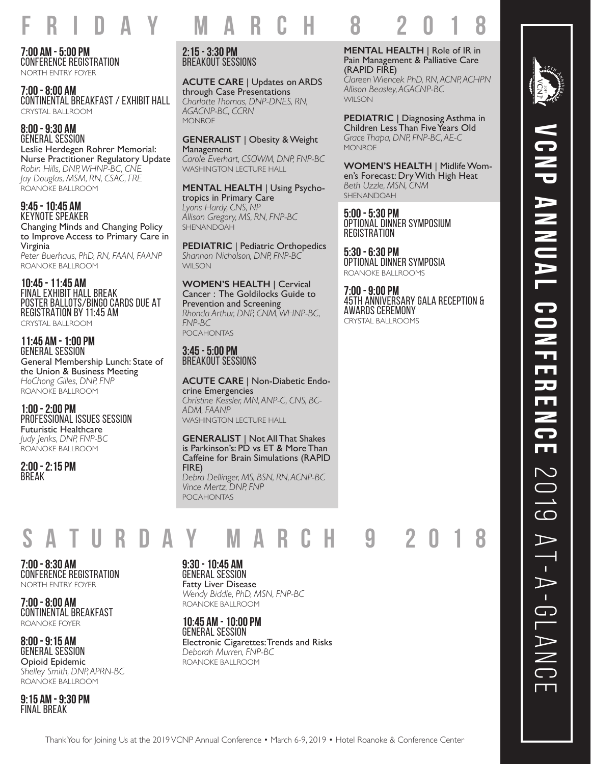# FRIDAY MARCH 8 2018

**7:00 AM - 5:00 PM**
CONFERENCE REGISTRATION
NORTH ENTRY FOYER

**7:00 - 8:00 AM**
CONTINENTAL BREAKFAST / EXHIBIT HALL
CRYSTAL BALLROOM

**8:00 - 9:30 AM**
GENERAL SESSION
Leslie Herdegen Rohrer Memorial: Nurse Practitioner Regulatory Update
*Robin Hills, DNP, WHNP-BC, CNE*
*Jay Douglas, MSM, RN, CSAC, FRE*
ROANOKE BALLROOM

**9:45 - 10:45 AM**
KEYNOTE SPEAKER
Changing Minds and Changing Policy to Improve Access to Primary Care in Virginia
*Peter Buerhaus, PhD, RN, FAAN, FAANP*
ROANOKE BALLROOM

**10:45 - 11:45 AM**
FINAL EXHIBIT HALL BREAK
POSTER BALLOTS/BINGO CARDS DUE AT REGISTRATION BY 11:45 AM
CRYSTAL BALLROOM

**11:45 AM - 1:00 PM**
GENERAL SESSION
General Membership Lunch: State of the Union & Business Meeting
*HoChong Gilles, DNP, FNP*
ROANOKE BALLROOM

**1:00 - 2:00 PM**
PROFESSIONAL ISSUES SESSION
Futuristic Healthcare
*Judy Jenks, DNP, FNP-BC*
ROANOKE BALLROOM

**2:00 - 2:15 PM**
BREAK

**2:15 - 3:30 PM**
BREAKOUT SESSIONS

**ACUTE CARE** | Updates on ARDS through Case Presentations
*Charlotte Thomas, DNP-DNES, RN, AGACNP-BC, CCRN*
MONROE

**GENERALIST** | Obesity & Weight Management
*Carole Everhart, CSOWM, DNP, FNP-BC*
WASHINGTON LECTURE HALL

**MENTAL HEALTH** | Using Psychotropics in Primary Care
*Lyons Hardy, CNS, NP*
*Allison Gregory, MS, RN, FNP-BC*
SHENANDOAH

**PEDIATRIC** | Pediatric Orthopedics
*Shannon Nicholson, DNP, FNP-BC*
WILSON

**WOMEN'S HEALTH** | Cervical Cancer : The Goldilocks Guide to Prevention and Screening
*Rhonda Arthur, DNP, CNM, WHNP-BC, FNP-BC*
POCAHONTAS

**3:45 - 5:00 PM**
BREAKOUT SESSIONS

**ACUTE CARE** | Non-Diabetic Endocrine Emergencies
*Christine Kessler, MN, ANP-C, CNS, BC-ADM, FAANP*
WASHINGTON LECTURE HALL

**GENERALIST** | Not All That Shakes is Parkinson's: PD vs ET & More Than Caffeine for Brain Simulations (RAPID FIRE)
*Debra Dellinger, MS, BSN, RN, ACNP-BC*
*Vince Mertz, DNP, FNP*
POCAHONTAS

**MENTAL HEALTH** | Role of IR in Pain Management & Palliative Care (RAPID FIRE)
*Clareen Wiencek PhD, RN, ACNP, ACHPN*
*Allison Beasley, AGACNP-BC*
WILSON

**PEDIATRIC** | Diagnosing Asthma in Children Less Than Five Years Old
*Grace Thapa, DNP, FNP-BC, AE-C*
MONROE

**WOMEN'S HEALTH** | Midlife Women's Forecast: Dry With High Heat
*Beth Uzzle, MSN, CNM*
SHENANDOAH

**5:00 - 5:30 PM**
OPTIONAL DINNER SYMPOSIUM REGISTRATION

**5:30 - 6:30 PM**
OPTIONAL DINNER SYMPOSIA
ROANOKE BALLROOMS

**7:00 - 9:00 PM**
45TH ANNIVERSARY GALA RECEPTION & AWARDS CEREMONY
CRYSTAL BALLROOMS

# SATURDAY MARCH 9 2018

**7:00 - 8:30 AM**
CONFERENCE REGISTRATION
NORTH ENTRY FOYER

**7:00 - 8:00 AM**
CONTINENTAL BREAKFAST
ROANOKE FOYER

**8:00 - 9:15 AM**
GENERAL SESSION
Opioid Epidemic
*Shelley Smith, DNP, APRN-BC*
ROANOKE BALLROOM

**9:15 AM - 9:30 PM**
FINAL BREAK

**9:30 - 10:45 AM**
GENERAL SESSION
Fatty Liver Disease
*Wendy Biddle, PhD, MSN, FNP-BC*
ROANOKE BALLROOM

**10:45 AM - 10:00 PM**
GENERAL SESSION
Electronic Cigarettes: Trends and Risks
*Deborah Murren, FNP-BC*
ROANOKE BALLROOM

Thank You for Joining Us at the 2019 VCNP Annual Conference • March 6-9, 2019 • Hotel Roanoke & Conference Center

**VCNP ANNUAL CONFERENCE** 2019 AT-A-GLANCE